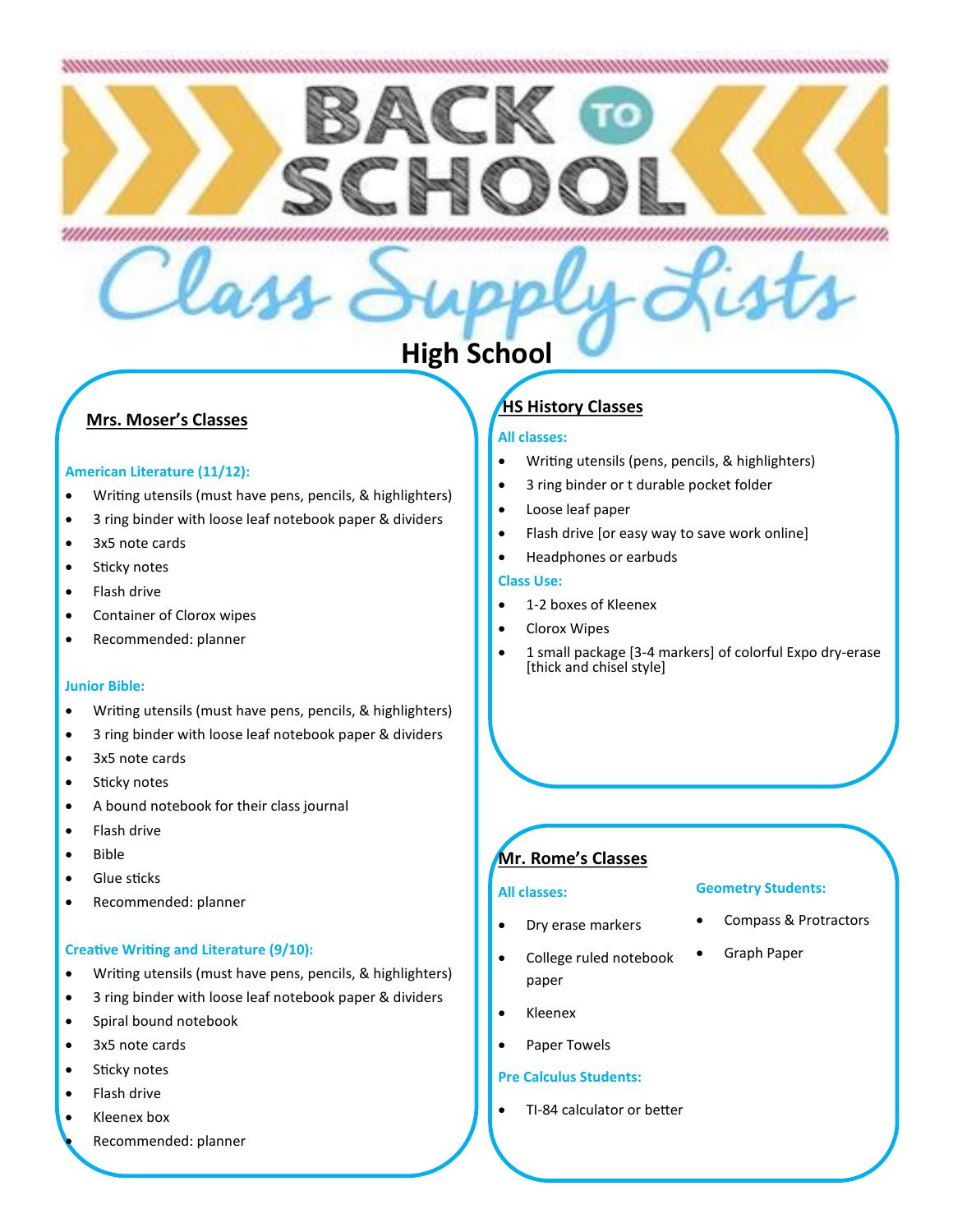# Back to School Class Supply Lists

## High School

### Mrs. Moser's Classes

**American Literature (11/12):**

- Writing utensils (must have pens, pencils, & highlighters)
- 3 ring binder with loose leaf notebook paper & dividers
- 3x5 note cards
- Sticky notes
- Flash drive
- Container of Clorox wipes
- Recommended: planner

**Junior Bible:**

- Writing utensils (must have pens, pencils, & highlighters)
- 3 ring binder with loose leaf notebook paper & dividers
- 3x5 note cards
- Sticky notes
- A bound notebook for their class journal
- Flash drive
- Bible
- Glue sticks
- Recommended: planner

**Creative Writing and Literature (9/10):**

- Writing utensils (must have pens, pencils, & highlighters)
- 3 ring binder with loose leaf notebook paper & dividers
- Spiral bound notebook
- 3x5 note cards
- Sticky notes
- Flash drive
- Kleenex box
- Recommended: planner

### HS History Classes

**All classes:**

- Writing utensils (pens, pencils, & highlighters)
- 3 ring binder or t durable pocket folder
- Loose leaf paper
- Flash drive [or easy way to save work online]
- Headphones or earbuds

**Class Use:**

- 1-2 boxes of Kleenex
- Clorox Wipes
- 1 small package [3-4 markers] of colorful Expo dry-erase [thick and chisel style]

### Mr. Rome's Classes

**All classes:**

- Dry erase markers
- College ruled notebook paper
- Kleenex
- Paper Towels

**Pre Calculus Students:**

- TI-84 calculator or better

**Geometry Students:**

- Compass & Protractors
- Graph Paper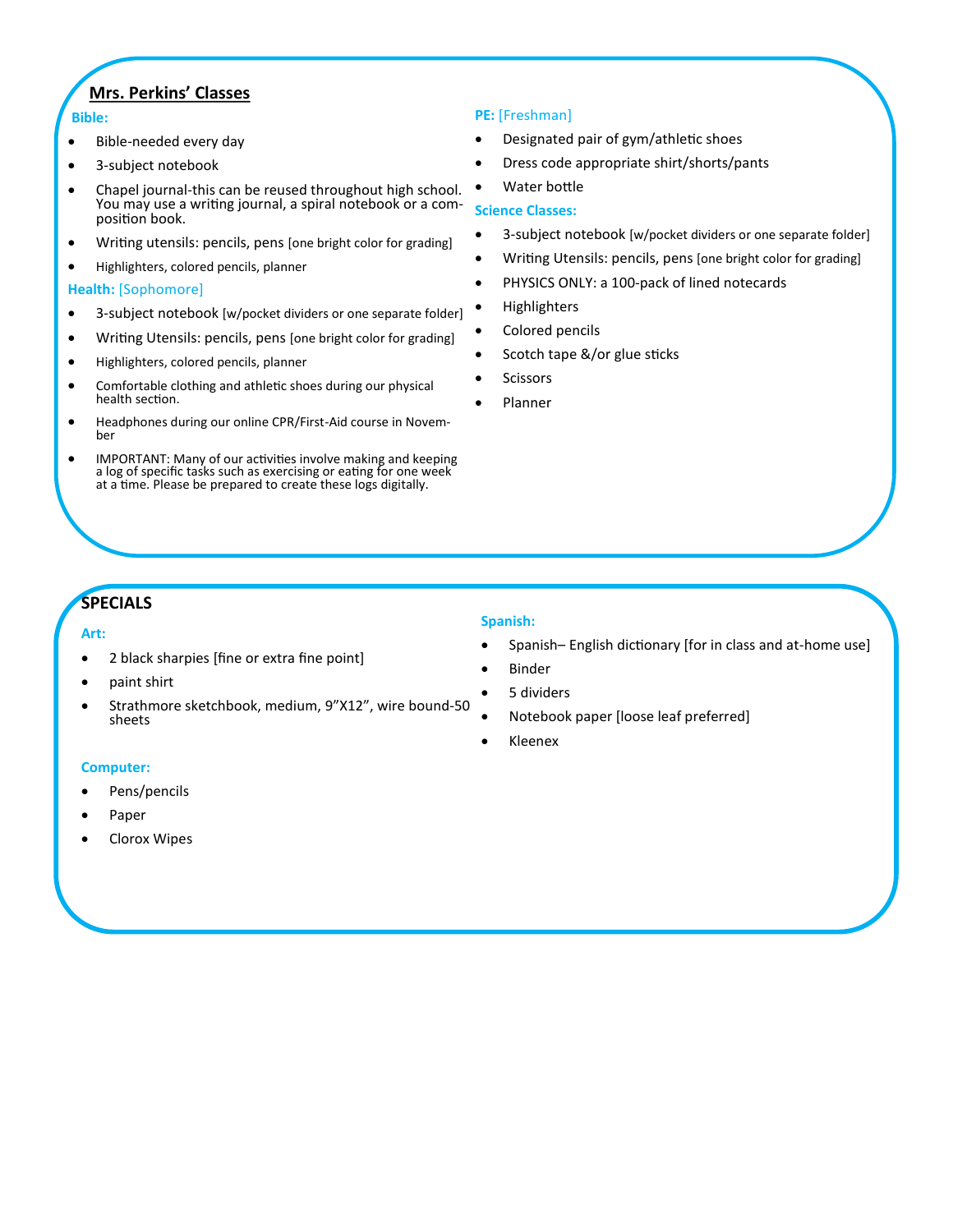## Mrs. Perkins' Classes

### Bible:

- Bible-needed every day
- 3-subject notebook
- Chapel journal-this can be reused throughout high school. You may use a writing journal, a spiral notebook or a composition book.
- Writing utensils: pencils, pens [one bright color for grading]
- Highlighters, colored pencils, planner

### Health: [Sophomore]

- 3-subject notebook [w/pocket dividers or one separate folder]
- Writing Utensils: pencils, pens [one bright color for grading]
- Highlighters, colored pencils, planner
- Comfortable clothing and athletic shoes during our physical health section.
- Headphones during our online CPR/First-Aid course in November
- IMPORTANT: Many of our activities involve making and keeping a log of specific tasks such as exercising or eating for one week at a time. Please be prepared to create these logs digitally.

### PE: [Freshman]

- Designated pair of gym/athletic shoes
- Dress code appropriate shirt/shorts/pants
- Water bottle

### Science Classes:

- 3-subject notebook [w/pocket dividers or one separate folder]
- Writing Utensils: pencils, pens [one bright color for grading]
- PHYSICS ONLY: a 100-pack of lined notecards
- Highlighters
- Colored pencils
- Scotch tape &/or glue sticks
- Scissors
- Planner

## SPECIALS

### Art:

- 2 black sharpies [fine or extra fine point]
- paint shirt
- Strathmore sketchbook, medium, 9"X12", wire bound-50 sheets

### Computer:

- Pens/pencils
- Paper
- Clorox Wipes

### Spanish:

- Spanish– English dictionary [for in class and at-home use]
- Binder
- 5 dividers
- Notebook paper [loose leaf preferred]
- Kleenex